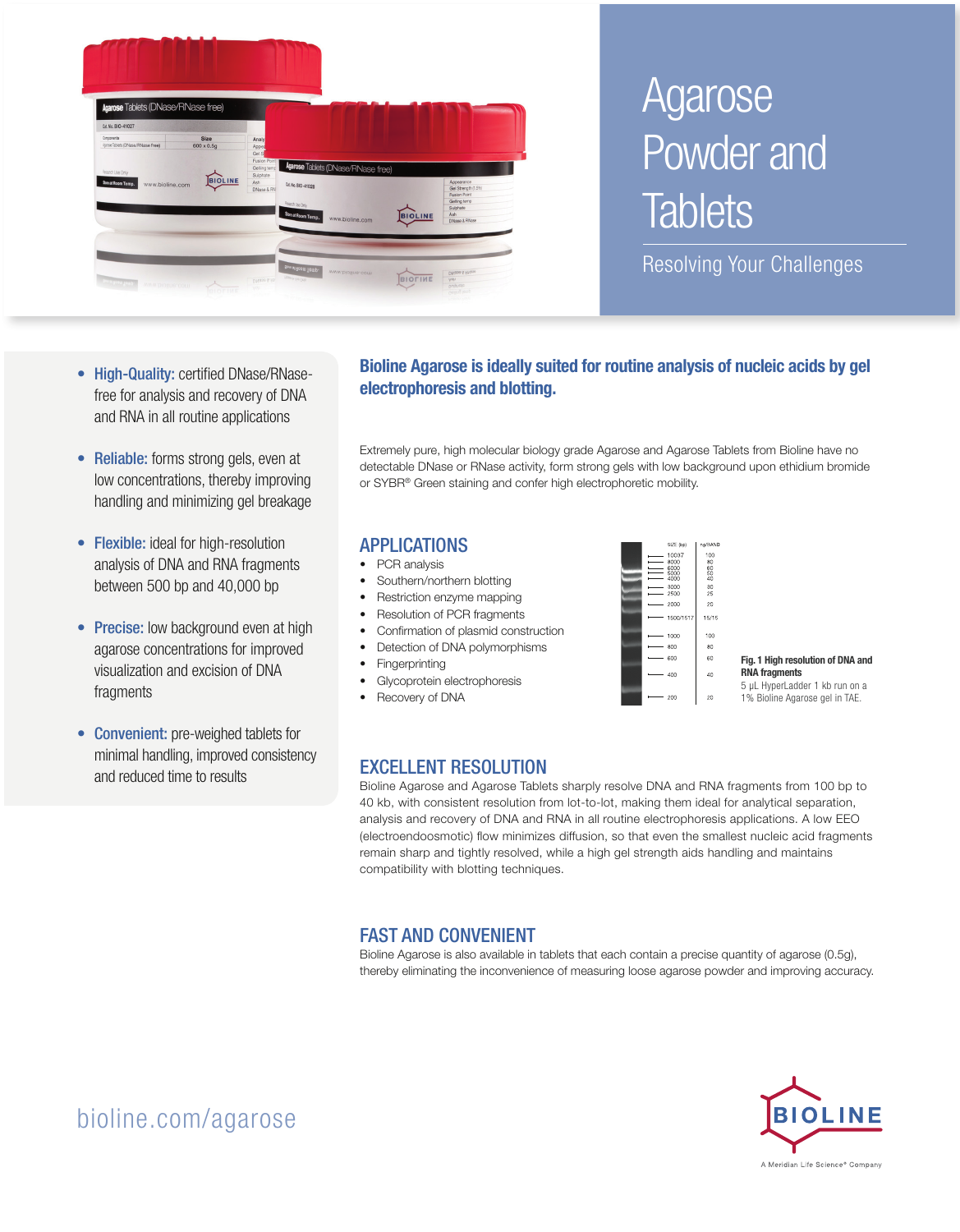# Agarose Powder and Tablets

Resolving Your Challenges

- **High-Quality:** certified DNase/RNase-free for analysis and recovery of DNA and RNA in all routine applications
- **Reliable:** forms strong gels, even at low concentrations, thereby improving handling and minimizing gel breakage
- **Flexible:** ideal for high-resolution analysis of DNA and RNA fragments between 500 bp and 40,000 bp
- **Precise:** low background even at high agarose concentrations for improved visualization and excision of DNA fragments
- **Convenient:** pre-weighed tablets for minimal handling, improved consistency and reduced time to results

## Bioline Agarose is ideally suited for routine analysis of nucleic acids by gel electrophoresis and blotting.

Extremely pure, high molecular biology grade Agarose and Agarose Tablets from Bioline have no detectable DNase or RNase activity, form strong gels with low background upon ethidium bromide or SYBR® Green staining and confer high electrophoretic mobility.

## APPLICATIONS

- PCR analysis
- Southern/northern blotting
- Restriction enzyme mapping
- Resolution of PCR fragments
- Confirmation of plasmid construction
- Detection of DNA polymorphisms
- Fingerprinting
- Glycoprotein electrophoresis
- Recovery of DNA

**Fig. 1 High resolution of DNA and RNA fragments**
5 µL HyperLadder 1 kb run on a 1% Bioline Agarose gel in TAE.

## EXCELLENT RESOLUTION

Bioline Agarose and Agarose Tablets sharply resolve DNA and RNA fragments from 100 bp to 40 kb, with consistent resolution from lot-to-lot, making them ideal for analytical separation, analysis and recovery of DNA and RNA in all routine electrophoresis applications. A low EEO (electroendoosmotic) flow minimizes diffusion, so that even the smallest nucleic acid fragments remain sharp and tightly resolved, while a high gel strength aids handling and maintains compatibility with blotting techniques.

## FAST AND CONVENIENT

Bioline Agarose is also available in tablets that each contain a precise quantity of agarose (0.5g), thereby eliminating the inconvenience of measuring loose agarose powder and improving accuracy.

bioline.com/agarose

BIOLINE
A Meridian Life Science® Company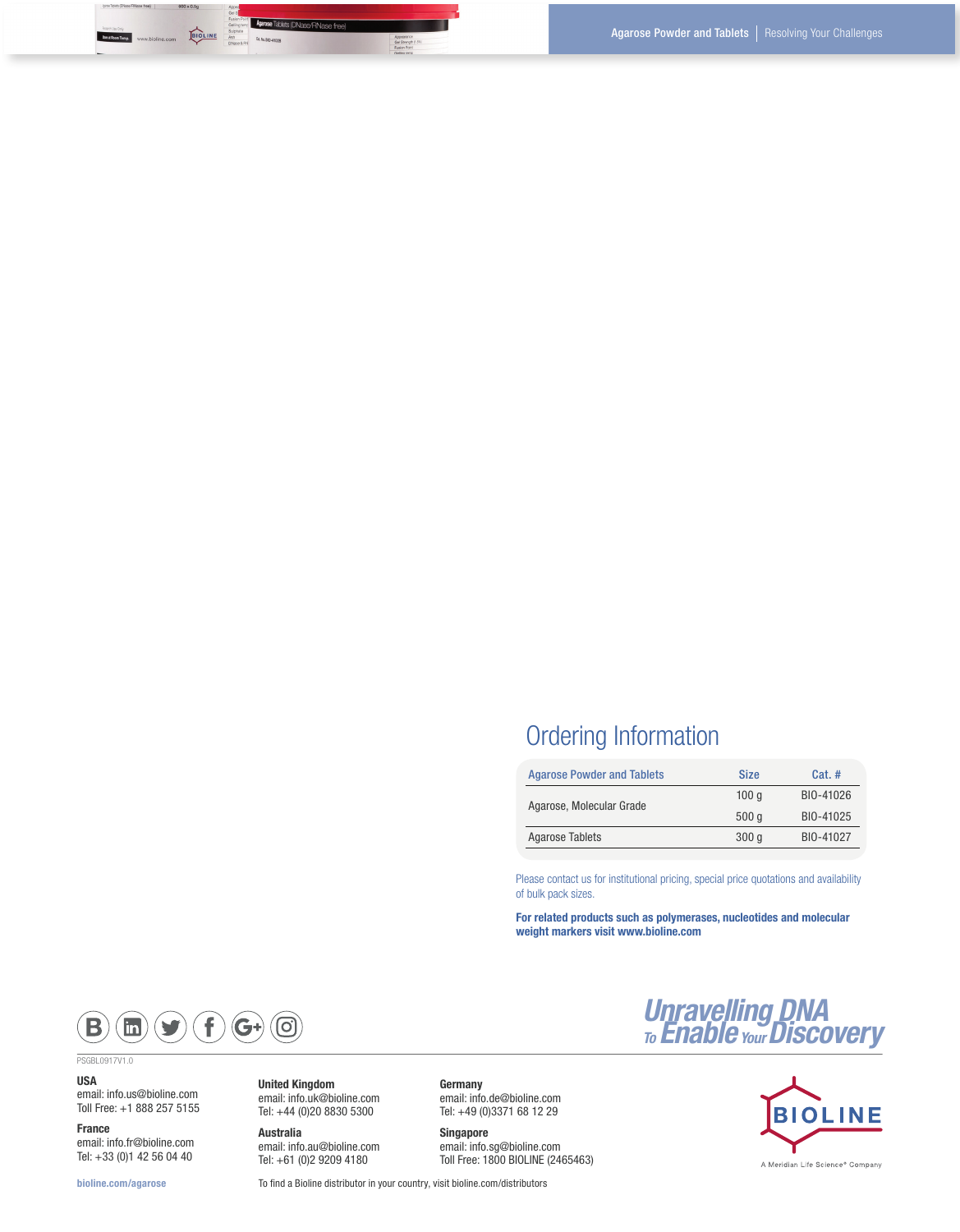## Ordering Information

| Agarose Powder and Tablets | Size | Cat. # |
|---|---|---|
| Agarose, Molecular Grade | 100 g | BIO-41026 |
| | 500 g | BIO-41025 |
| Agarose Tablets | 300 g | BIO-41027 |

Please contact us for institutional pricing, special price quotations and availability of bulk pack sizes.

**For related products such as polymerases, nucleotides and molecular weight markers visit www.bioline.com**

*Unravelling DNA To Enable Your Discovery*

PSGBL0917V1.0

**USA**
email: info.us@bioline.com
Toll Free: +1 888 257 5155

**France**
email: info.fr@bioline.com
Tel: +33 (0)1 42 56 04 40

**United Kingdom**
email: info.uk@bioline.com
Tel: +44 (0)20 8830 5300

**Australia**
email: info.au@bioline.com
Tel: +61 (0)2 9209 4180

**Germany**
email: info.de@bioline.com
Tel: +49 (0)3371 68 12 29

**Singapore**
email: info.sg@bioline.com
Toll Free: 1800 BIOLINE (2465463)

BIOLINE
A Meridian Life Science® Company

bioline.com/agarose

To find a Bioline distributor in your country, visit bioline.com/distributors